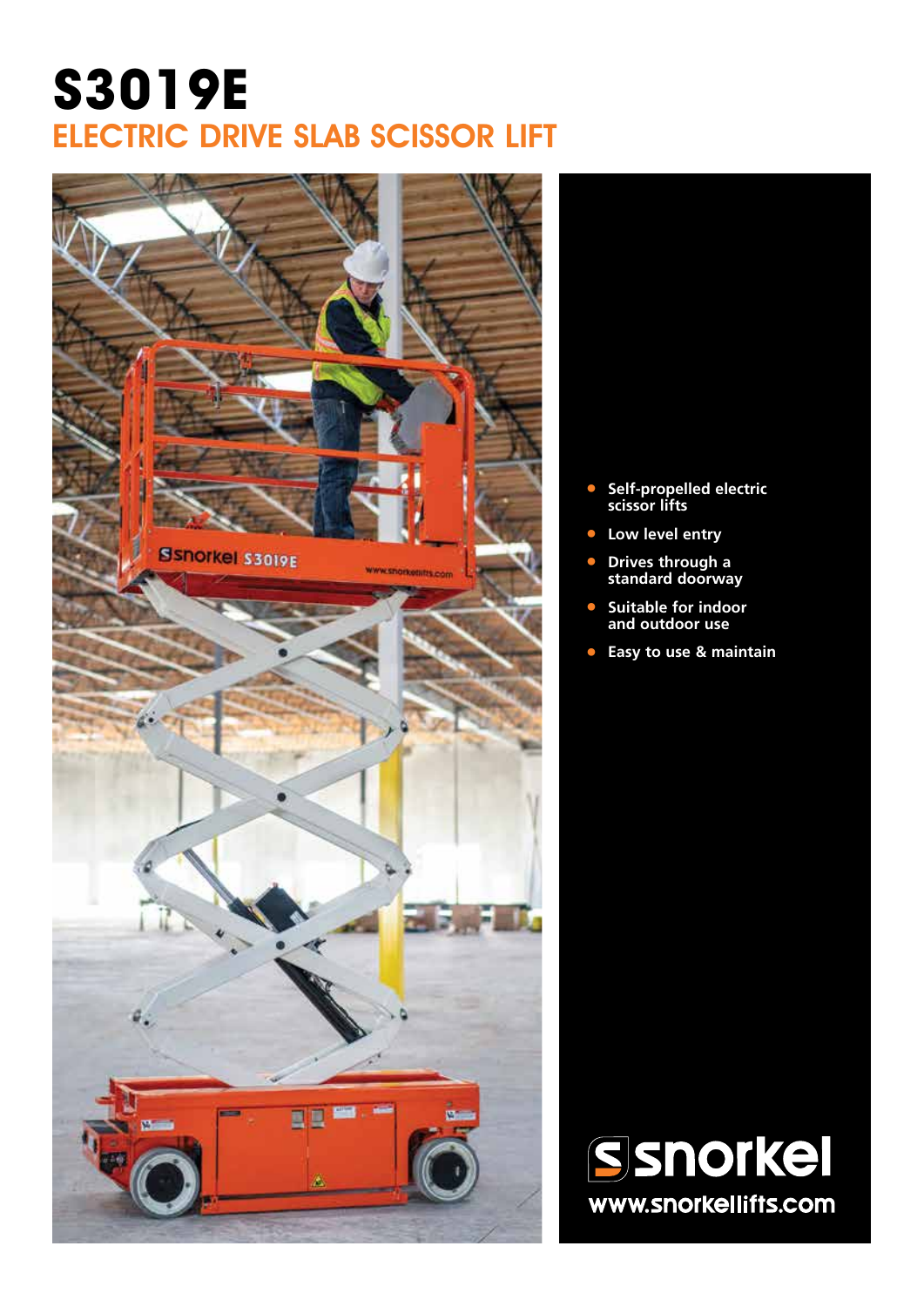# S3019E

## ELECTRIC DRIVE SLAB SCISSOR LIFT

- Self-propelled electric scissor lifts
- Low level entry
- Drives through a standard doorway
- Suitable for indoor and outdoor use
- Easy to use & maintain

snorkel

www.snorkellifts.com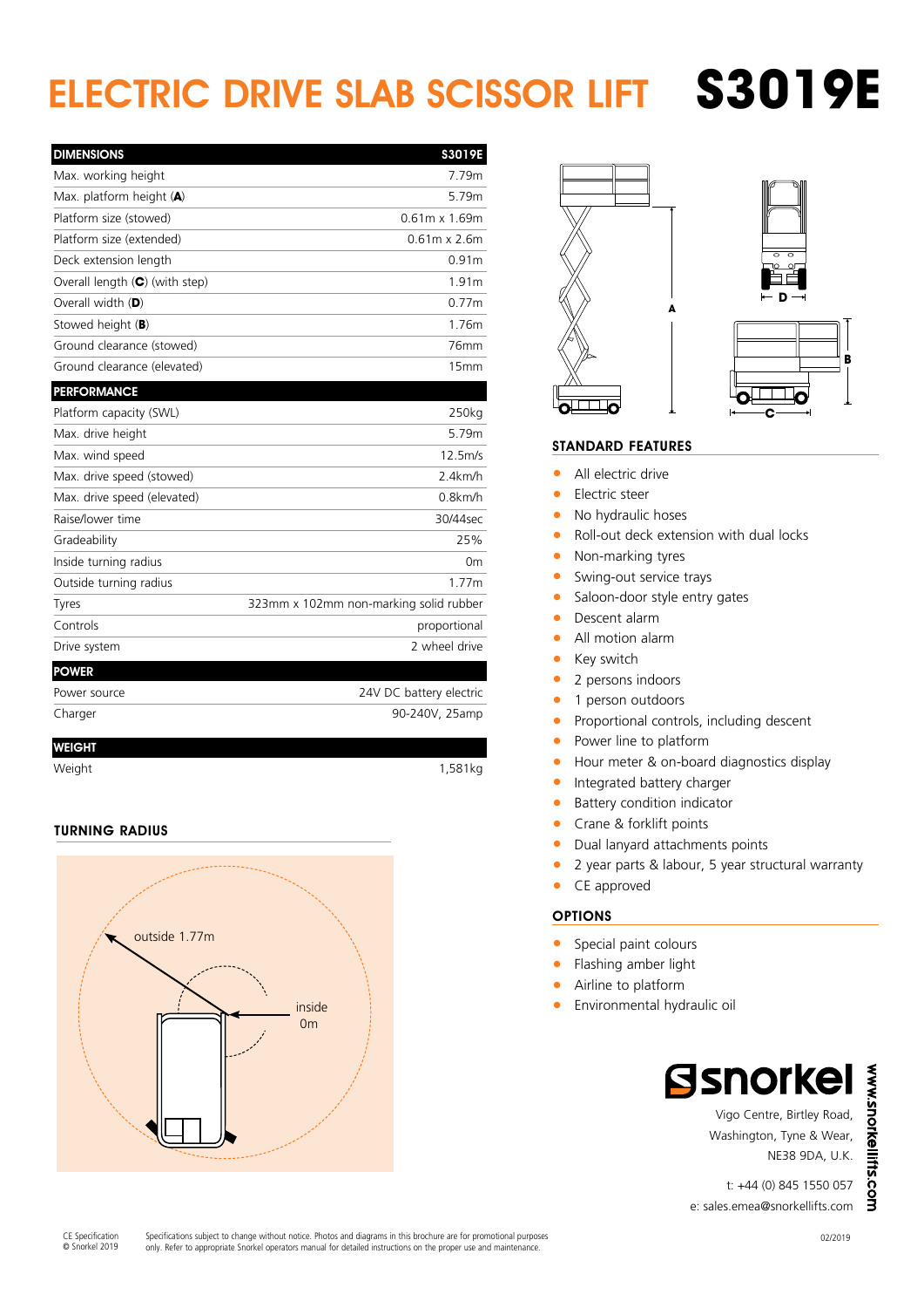# ELECTRIC DRIVE SLAB SCISSOR LIFT S3019E

| DIMENSIONS | S3019E |
|---|---|
| Max. working height | 7.79m |
| Max. platform height (**A**) | 5.79m |
| Platform size (stowed) | 0.61m x 1.69m |
| Platform size (extended) | 0.61m x 2.6m |
| Deck extension length | 0.91m |
| Overall length (**C**) (with step) | 1.91m |
| Overall width (**D**) | 0.77m |
| Stowed height (**B**) | 1.76m |
| Ground clearance (stowed) | 76mm |
| Ground clearance (elevated) | 15mm |
| **PERFORMANCE** | |
| Platform capacity (SWL) | 250kg |
| Max. drive height | 5.79m |
| Max. wind speed | 12.5m/s |
| Max. drive speed (stowed) | 2.4km/h |
| Max. drive speed (elevated) | 0.8km/h |
| Raise/lower time | 30/44sec |
| Gradeability | 25% |
| Inside turning radius | 0m |
| Outside turning radius | 1.77m |
| Tyres | 323mm x 102mm non-marking solid rubber |
| Controls | proportional |
| Drive system | 2 wheel drive |
| **POWER** | |
| Power source | 24V DC battery electric |
| Charger | 90-240V, 25amp |
| **WEIGHT** | |
| Weight | 1,581kg |

A

B

D

C

## TURNING RADIUS

outside 1.77m

inside
0m

## STANDARD FEATURES

- All electric drive
- Electric steer
- No hydraulic hoses
- Roll-out deck extension with dual locks
- Non-marking tyres
- Swing-out service trays
- Saloon-door style entry gates
- Descent alarm
- All motion alarm
- Key switch
- 2 persons indoors
- 1 person outdoors
- Proportional controls, including descent
- Power line to platform
- Hour meter & on-board diagnostics display
- Integrated battery charger
- Battery condition indicator
- Crane & forklift points
- Dual lanyard attachments points
- 2 year parts & labour, 5 year structural warranty
- CE approved

## OPTIONS

- Special paint colours
- Flashing amber light
- Airline to platform
- Environmental hydraulic oil

snorkel

Vigo Centre, Birtley Road,
Washington, Tyne & Wear,
NE38 9DA, U.K.

t: +44 (0) 845 1550 057
e: sales.emea@snorkellifts.com

www.snorkellifts.com

CE Specification
© Snorkel 2019

Specifications subject to change without notice. Photos and diagrams in this brochure are for promotional purposes only. Refer to appropriate Snorkel operators manual for detailed instructions on the proper use and maintenance.

02/2019